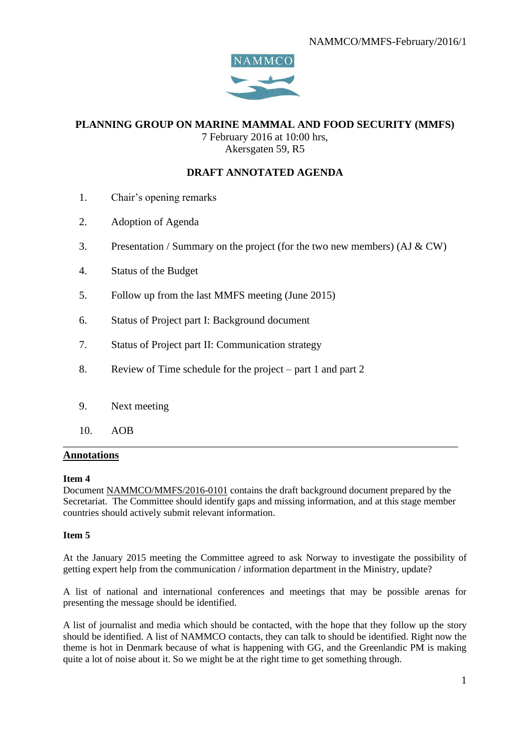NAMMCO/MMFS-February/2016/1

# PLANNING GROUP ON MARINE MAMMAL AND FOOD SECURITY (MMFS)

7 February 2016 at 10:00 hrs,
Akersgaten 59, R5

## DRAFT ANNOTATED AGENDA

1. Chair's opening remarks
2. Adoption of Agenda
3. Presentation / Summary on the project (for the two new members) (AJ & CW)
4. Status of the Budget
5. Follow up from the last MMFS meeting (June 2015)
6. Status of Project part I: Background document
7. Status of Project part II: Communication strategy
8. Review of Time schedule for the project – part 1 and part 2
9. Next meeting
10. AOB

---

## Annotations

**Item 4**
Document NAMMCO/MMFS/2016-0101 contains the draft background document prepared by the Secretariat. The Committee should identify gaps and missing information, and at this stage member countries should actively submit relevant information.

**Item 5**

At the January 2015 meeting the Committee agreed to ask Norway to investigate the possibility of getting expert help from the communication / information department in the Ministry, update?

A list of national and international conferences and meetings that may be possible arenas for presenting the message should be identified.

A list of journalist and media which should be contacted, with the hope that they follow up the story should be identified. A list of NAMMCO contacts, they can talk to should be identified. Right now the theme is hot in Denmark because of what is happening with GG, and the Greenlandic PM is making quite a lot of noise about it. So we might be at the right time to get something through.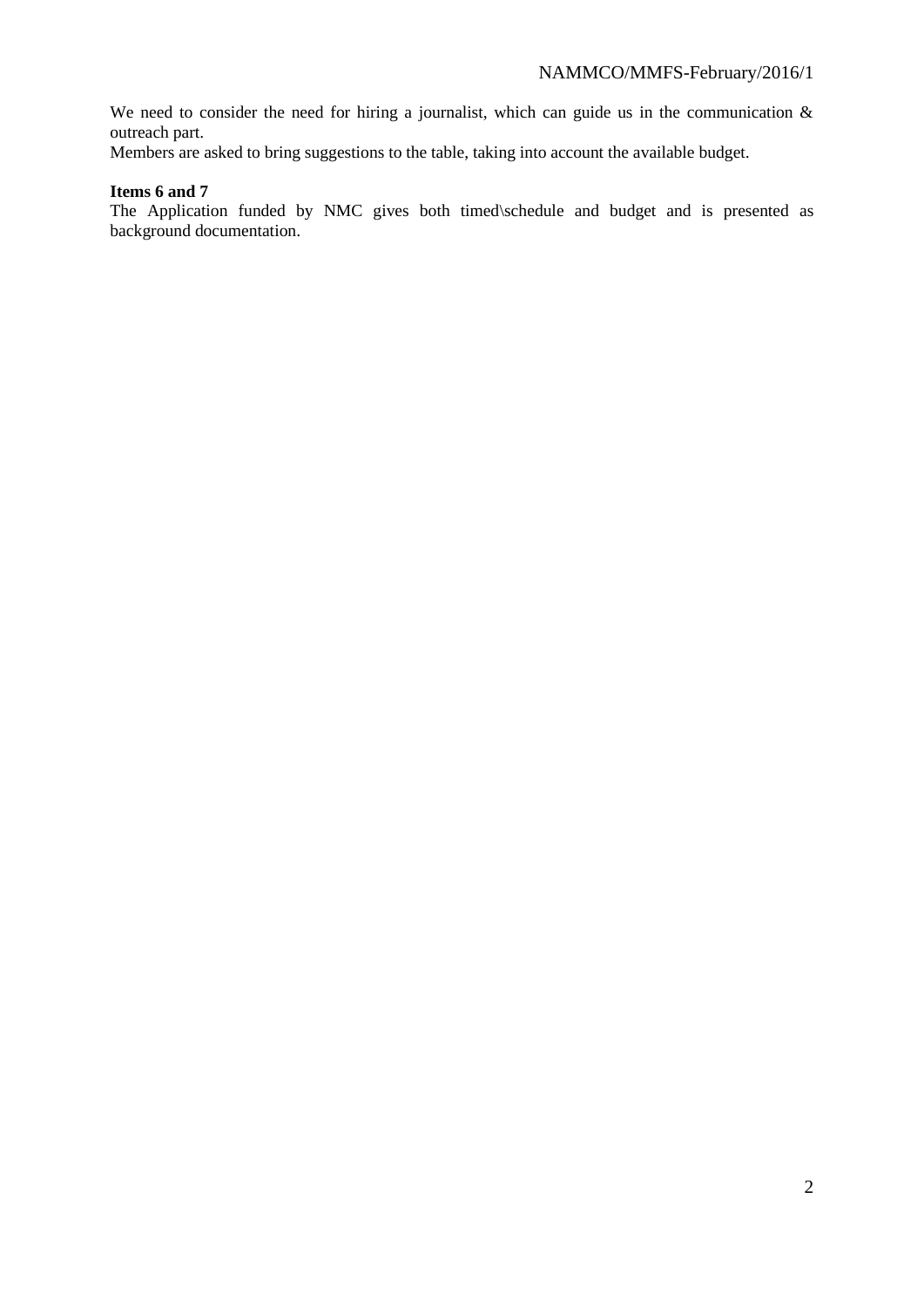We need to consider the need for hiring a journalist, which can guide us in the communication & outreach part.

Members are asked to bring suggestions to the table, taking into account the available budget.

**Items 6 and 7**

The Application funded by NMC gives both timed\schedule and budget and is presented as background documentation.